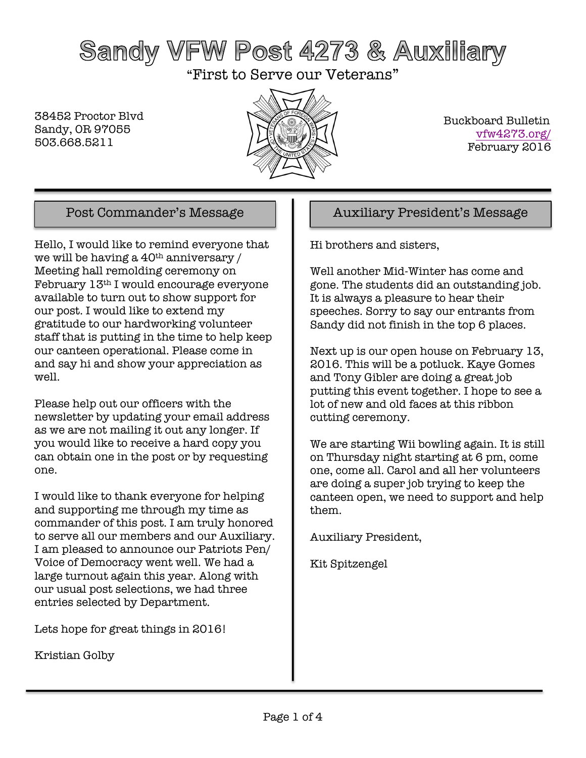# Sandy VFW Post 4273 & Auxiliary

"First to Serve our Veterans"

38452 Proctor Blvd
Sandy, OR 97055
503.668.5211

Buckboard Bulletin
vfw4273.org/
February 2016

## Post Commander's Message

Hello, I would like to remind everyone that we will be having a 40th anniversary / Meeting hall remolding ceremony on February 13th I would encourage everyone available to turn out to show support for our post. I would like to extend my gratitude to our hardworking volunteer staff that is putting in the time to help keep our canteen operational. Please come in and say hi and show your appreciation as well.

Please help out our officers with the newsletter by updating your email address as we are not mailing it out any longer. If you would like to receive a hard copy you can obtain one in the post or by requesting one.

I would like to thank everyone for helping and supporting me through my time as commander of this post. I am truly honored to serve all our members and our Auxiliary. I am pleased to announce our Patriots Pen/ Voice of Democracy went well. We had a large turnout again this year. Along with our usual post selections, we had three entries selected by Department.

Lets hope for great things in 2016!

Kristian Golby

## Auxiliary President's Message

Hi brothers and sisters,

Well another Mid-Winter has come and gone. The students did an outstanding job. It is always a pleasure to hear their speeches. Sorry to say our entrants from Sandy did not finish in the top 6 places.

Next up is our open house on February 13, 2016. This will be a potluck. Kaye Gomes and Tony Gibler are doing a great job putting this event together. I hope to see a lot of new and old faces at this ribbon cutting ceremony.

We are starting Wii bowling again. It is still on Thursday night starting at 6 pm, come one, come all. Carol and all her volunteers are doing a super job trying to keep the canteen open, we need to support and help them.

Auxiliary President,

Kit Spitzengel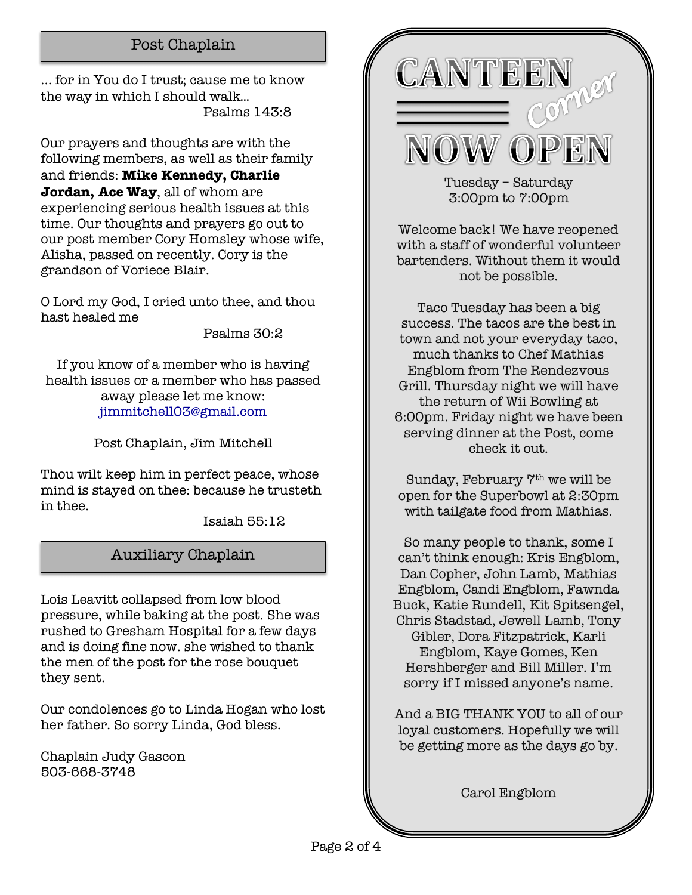## Post Chaplain

… for in You do I trust; cause me to know the way in which I should walk…
Psalms 143:8

Our prayers and thoughts are with the following members, as well as their family and friends: **Mike Kennedy, Charlie Jordan, Ace Way**, all of whom are experiencing serious health issues at this time. Our thoughts and prayers go out to our post member Cory Homsley whose wife, Alisha, passed on recently. Cory is the grandson of Voriece Blair.

O Lord my God, I cried unto thee, and thou hast healed me
Psalms 30:2

If you know of a member who is having health issues or a member who has passed away please let me know: jimmitchell03@gmail.com

Post Chaplain, Jim Mitchell

Thou wilt keep him in perfect peace, whose mind is stayed on thee: because he trusteth in thee.
Isaiah 55:12

## Auxiliary Chaplain

Lois Leavitt collapsed from low blood pressure, while baking at the post. She was rushed to Gresham Hospital for a few days and is doing fine now. she wished to thank the men of the post for the rose bouquet they sent.

Our condolences go to Linda Hogan who lost her father. So sorry Linda, God bless.

Chaplain Judy Gascon
503-668-3748

## CANTEEN Corner

## NOW OPEN

Tuesday – Saturday
3:00pm to 7:00pm

Welcome back! We have reopened with a staff of wonderful volunteer bartenders. Without them it would not be possible.

Taco Tuesday has been a big success. The tacos are the best in town and not your everyday taco, much thanks to Chef Mathias Engblom from The Rendezvous Grill. Thursday night we will have the return of Wii Bowling at 6:00pm. Friday night we have been serving dinner at the Post, come check it out.

Sunday, February 7th we will be open for the Superbowl at 2:30pm with tailgate food from Mathias.

So many people to thank, some I can't think enough: Kris Engblom, Dan Copher, John Lamb, Mathias Engblom, Candi Engblom, Fawnda Buck, Katie Rundell, Kit Spitsengel, Chris Stadstad, Jewell Lamb, Tony Gibler, Dora Fitzpatrick, Karli Engblom, Kaye Gomes, Ken Hershberger and Bill Miller. I'm sorry if I missed anyone's name.

And a BIG THANK YOU to all of our loyal customers. Hopefully we will be getting more as the days go by.

Carol Engblom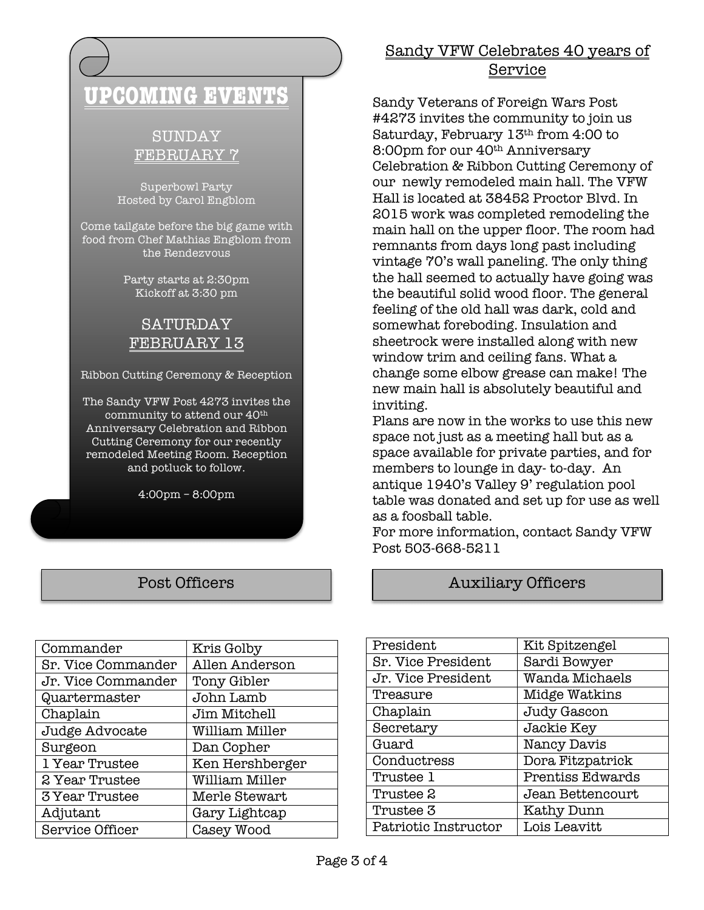# UPCOMING EVENTS

## SUNDAY FEBRUARY 7

Superbowl Party
Hosted by Carol Engblom

Come tailgate before the big game with food from Chef Mathias Engblom from the Rendezvous

Party starts at 2:30pm
Kickoff at 3:30 pm

## SATURDAY FEBRUARY 13

Ribbon Cutting Ceremony & Reception

The Sandy VFW Post 4273 invites the community to attend our 40th Anniversary Celebration and Ribbon Cutting Ceremony for our recently remodeled Meeting Room. Reception and potluck to follow.

4:00pm – 8:00pm

## Sandy VFW Celebrates 40 years of Service

Sandy Veterans of Foreign Wars Post #4273 invites the community to join us Saturday, February 13th from 4:00 to 8:00pm for our 40th Anniversary Celebration & Ribbon Cutting Ceremony of our newly remodeled main hall. The VFW Hall is located at 38452 Proctor Blvd. In 2015 work was completed remodeling the main hall on the upper floor. The room had remnants from days long past including vintage 70's wall paneling. The only thing the hall seemed to actually have going was the beautiful solid wood floor. The general feeling of the old hall was dark, cold and somewhat foreboding. Insulation and sheetrock were installed along with new window trim and ceiling fans. What a change some elbow grease can make! The new main hall is absolutely beautiful and inviting.

Plans are now in the works to use this new space not just as a meeting hall but as a space available for private parties, and for members to lounge in day- to-day. An antique 1940's Valley 9' regulation pool table was donated and set up for use as well as a foosball table.

For more information, contact Sandy VFW Post 503-668-5211

## Post Officers

| Position | Name |
|---|---|
| Commander | Kris Golby |
| Sr. Vice Commander | Allen Anderson |
| Jr. Vice Commander | Tony Gibler |
| Quartermaster | John Lamb |
| Chaplain | Jim Mitchell |
| Judge Advocate | William Miller |
| Surgeon | Dan Copher |
| 1 Year Trustee | Ken Hershberger |
| 2 Year Trustee | William Miller |
| 3 Year Trustee | Merle Stewart |
| Adjutant | Gary Lightcap |
| Service Officer | Casey Wood |

## Auxiliary Officers

| Position | Name |
|---|---|
| President | Kit Spitzengel |
| Sr. Vice President | Sardi Bowyer |
| Jr. Vice President | Wanda Michaels |
| Treasure | Midge Watkins |
| Chaplain | Judy Gascon |
| Secretary | Jackie Key |
| Guard | Nancy Davis |
| Conductress | Dora Fitzpatrick |
| Trustee 1 | Prentiss Edwards |
| Trustee 2 | Jean Bettencourt |
| Trustee 3 | Kathy Dunn |
| Patriotic Instructor | Lois Leavitt |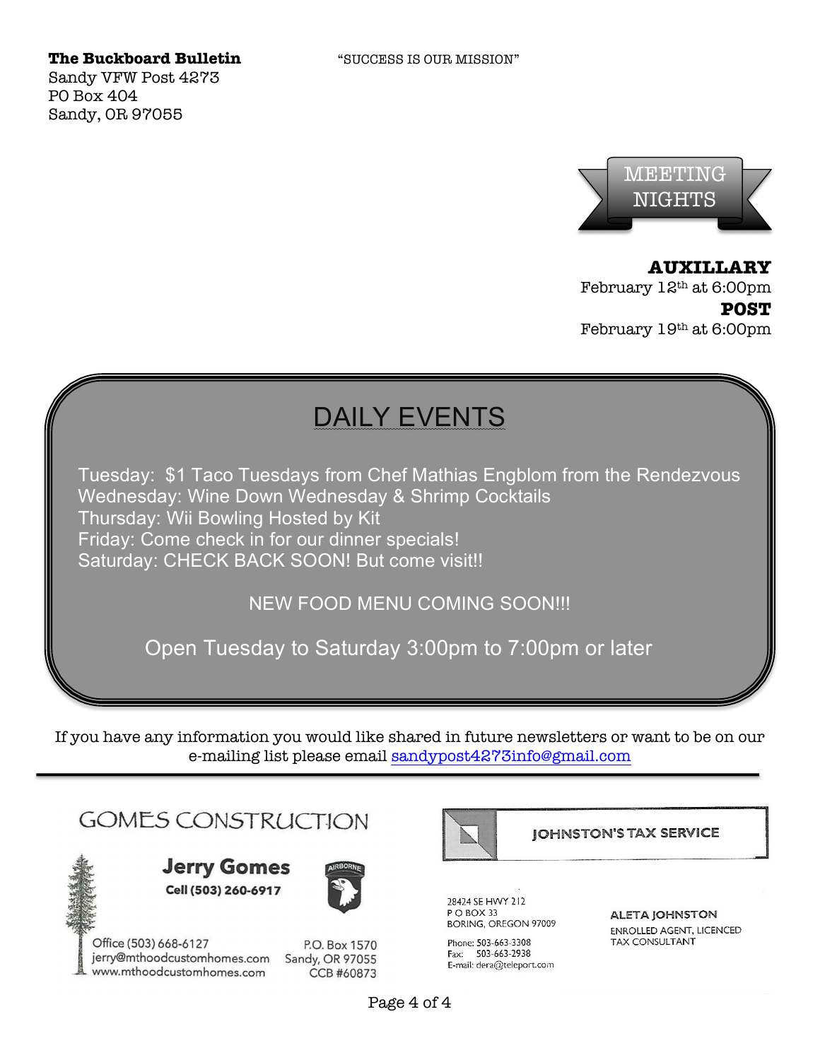**The Buckboard Bulletin**
Sandy VFW Post 4273
PO Box 404
Sandy, OR 97055

"SUCCESS IS OUR MISSION"

## MEETING NIGHTS

**AUXILLARY**
February 12th at 6:00pm

**POST**
February 19th at 6:00pm

## DAILY EVENTS

Tuesday: $1 Taco Tuesdays from Chef Mathias Engblom from the Rendezvous
Wednesday: Wine Down Wednesday & Shrimp Cocktails
Thursday: Wii Bowling Hosted by Kit
Friday: Come check in for our dinner specials!
Saturday: CHECK BACK SOON! But come visit!!

NEW FOOD MENU COMING SOON!!!

Open Tuesday to Saturday 3:00pm to 7:00pm or later

If you have any information you would like shared in future newsletters or want to be on our e-mailing list please email sandypost4273info@gmail.com

---

GOMES CONSTRUCTION

**Jerry Gomes**
**Cell (503) 260-6917**

AIRBORNE

Office (503) 668-6127
jerry@mthoodcustomhomes.com
www.mthoodcustomhomes.com

P.O. Box 1570
Sandy, OR 97055
CCB #60873

JOHNSTON'S TAX SERVICE

28424 SE HWY 212
P O BOX 33
BORING, OREGON 97009

Phone: 503-663-3308
Fax: 503-663-2938
E-mail: dera@teleport.com

ALETA JOHNSTON
ENROLLED AGENT, LICENCED TAX CONSULTANT